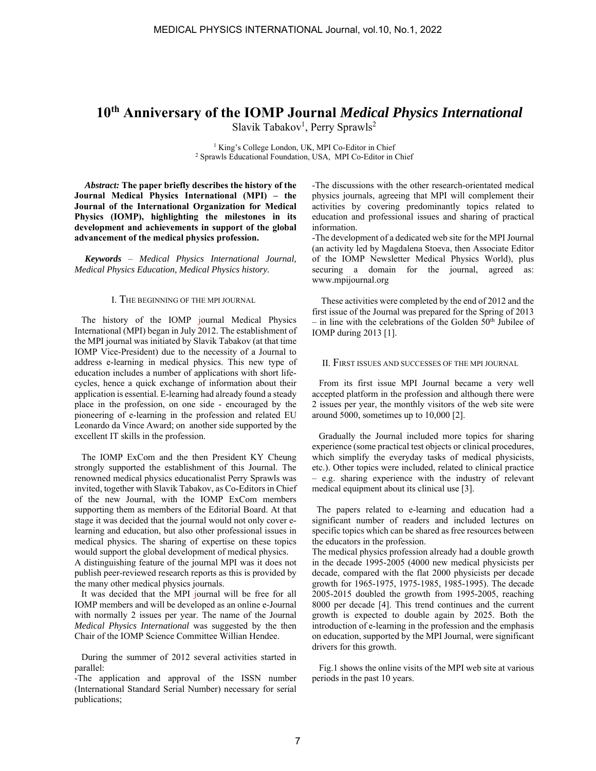# 10th Anniversary of the IOMP Journal *Medical Physics International*

Slavik Tabakov[1], Perry Sprawls[2]

[1] King's College London, UK, MPI Co-Editor in Chief
[2] Sprawls Educational Foundation, USA, MPI Co-Editor in Chief

***Abstract:*** **The paper briefly describes the history of the Journal Medical Physics International (MPI) – the Journal of the International Organization for Medical Physics (IOMP), highlighting the milestones in its development and achievements in support of the global advancement of the medical physics profession.**

***Keywords*** – *Medical Physics International Journal, Medical Physics Education, Medical Physics history.*

## I. The beginning of the MPI journal

The history of the IOMP journal Medical Physics International (MPI) began in July 2012. The establishment of the MPI journal was initiated by Slavik Tabakov (at that time IOMP Vice-President) due to the necessity of a Journal to address e-learning in medical physics. This new type of education includes a number of applications with short life-cycles, hence a quick exchange of information about their application is essential. E-learning had already found a steady place in the profession, on one side - encouraged by the pioneering of e-learning in the profession and related EU Leonardo da Vince Award; on another side supported by the excellent IT skills in the profession.

The IOMP ExCom and the then President KY Cheung strongly supported the establishment of this Journal. The renowned medical physics educationalist Perry Sprawls was invited, together with Slavik Tabakov, as Co-Editors in Chief of the new Journal, with the IOMP ExCom members supporting them as members of the Editorial Board. At that stage it was decided that the journal would not only cover e-learning and education, but also other professional issues in medical physics. The sharing of expertise on these topics would support the global development of medical physics.
A distinguishing feature of the journal MPI was it does not publish peer-reviewed research reports as this is provided by the many other medical physics journals.

It was decided that the MPI journal will be free for all IOMP members and will be developed as an online e-Journal with normally 2 issues per year. The name of the Journal *Medical Physics International* was suggested by the then Chair of the IOMP Science Committee Willian Hendee.

During the summer of 2012 several activities started in parallel:
-The application and approval of the ISSN number (International Standard Serial Number) necessary for serial publications;
-The discussions with the other research-orientated medical physics journals, agreeing that MPI will complement their activities by covering predominantly topics related to education and professional issues and sharing of practical information.
-The development of a dedicated web site for the MPI Journal (an activity led by Magdalena Stoeva, then Associate Editor of the IOMP Newsletter Medical Physics World), plus securing a domain for the journal, agreed as: www.mpijournal.org

These activities were completed by the end of 2012 and the first issue of the Journal was prepared for the Spring of 2013 – in line with the celebrations of the Golden 50th Jubilee of IOMP during 2013 [1].

## II. First issues and successes of the MPI journal

From its first issue MPI Journal became a very well accepted platform in the profession and although there were 2 issues per year, the monthly visitors of the web site were around 5000, sometimes up to 10,000 [2].

Gradually the Journal included more topics for sharing experience (some practical test objects or clinical procedures, which simplify the everyday tasks of medical physicists, etc.). Other topics were included, related to clinical practice – e.g. sharing experience with the industry of relevant medical equipment about its clinical use [3].

The papers related to e-learning and education had a significant number of readers and included lectures on specific topics which can be shared as free resources between the educators in the profession.
The medical physics profession already had a double growth in the decade 1995-2005 (4000 new medical physicists per decade, compared with the flat 2000 physicists per decade growth for 1965-1975, 1975-1985, 1985-1995). The decade 2005-2015 doubled the growth from 1995-2005, reaching 8000 per decade [4]. This trend continues and the current growth is expected to double again by 2025. Both the introduction of e-learning in the profession and the emphasis on education, supported by the MPI Journal, were significant drivers for this growth.

Fig.1 shows the online visits of the MPI web site at various periods in the past 10 years.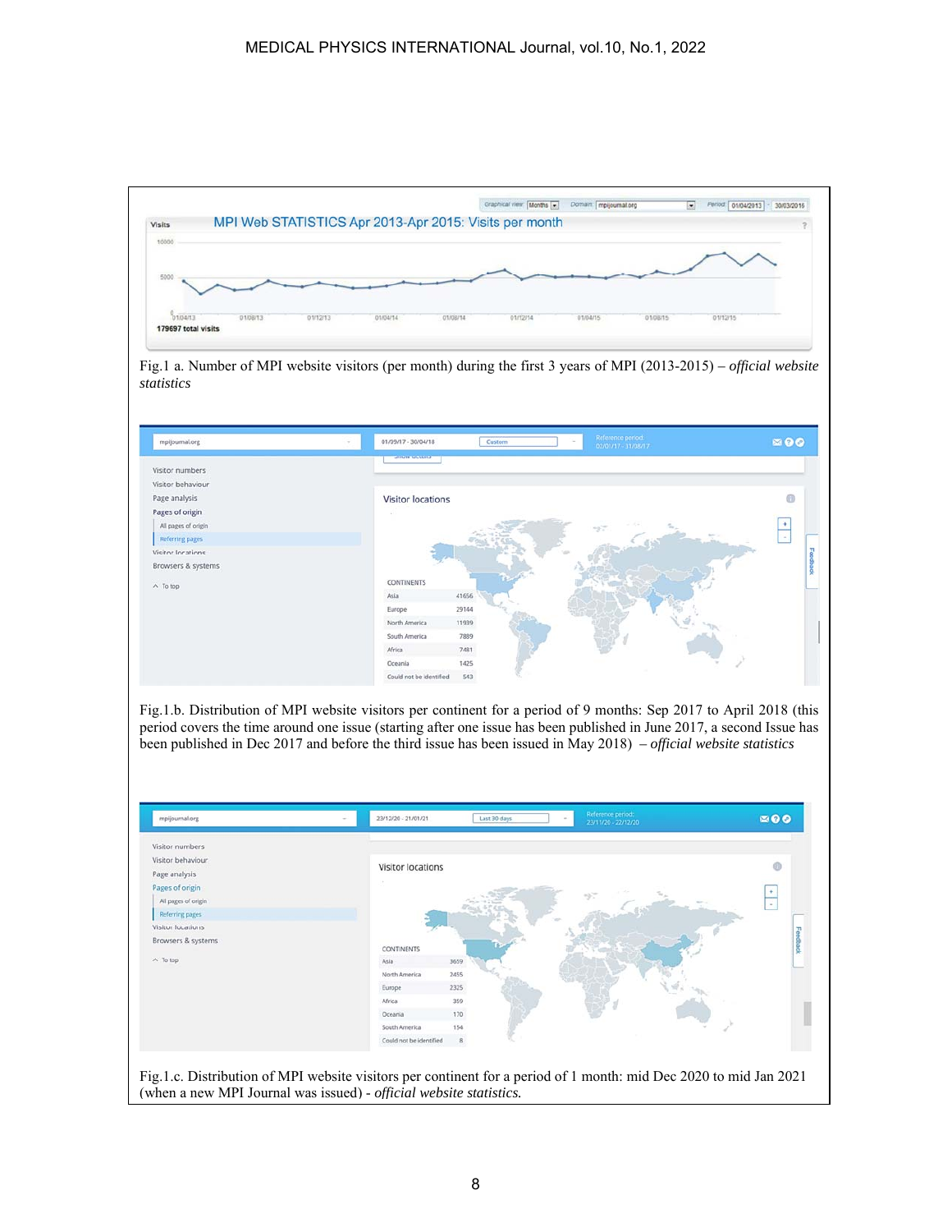Fig.1 a. Number of MPI website visitors (per month) during the first 3 years of MPI (2013-2015) – *official website statistics*

Fig.1.b. Distribution of MPI website visitors per continent for a period of 9 months: Sep 2017 to April 2018 (this period covers the time around one issue (starting after one issue has been published in June 2017, a second Issue has been published in Dec 2017 and before the third issue has been issued in May 2018) – *official website statistics*

Fig.1.c. Distribution of MPI website visitors per continent for a period of 1 month: mid Dec 2020 to mid Jan 2021 (when a new MPI Journal was issued) - *official website statistics.*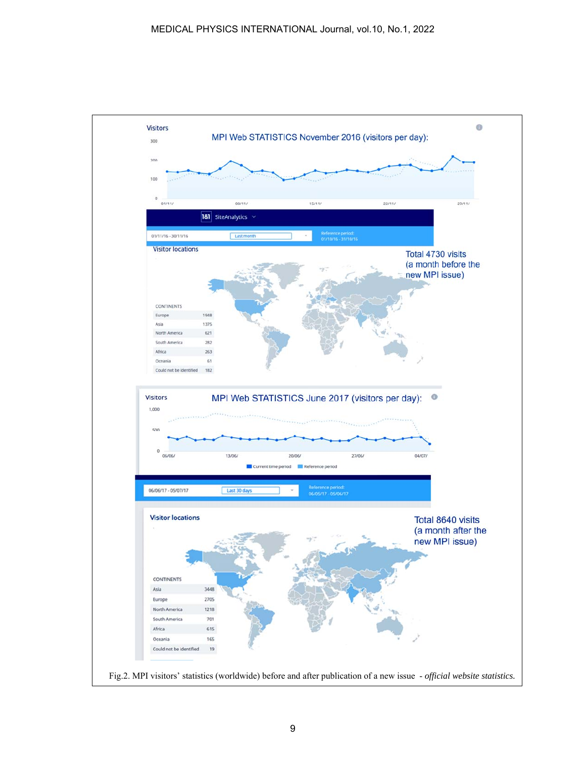Visitors

MPI Web STATISTICS November 2016 (visitors per day):

1&1 SiteAnalytics

01/11/16 - 30/11/16 Last month Reference period: 01/10/16 - 31/10/16

Visitor locations

Total 4730 visits (a month before the new MPI issue)

| CONTINENTS | |
|---|---|
| Europe | 1948 |
| Asia | 1375 |
| North America | 621 |
| South America | 282 |
| Africa | 263 |
| Oceania | 61 |
| Could not be identified | 182 |

Visitors

MPI Web STATISTICS June 2017 (visitors per day):

06/06/17 - 05/07/17 Last 30 days Reference period: 06/05/17 - 05/06/17

Visitor locations

Total 8640 visits (a month after the new MPI issue)

| CONTINENTS | |
|---|---|
| Asia | 3448 |
| Europe | 2705 |
| North America | 1218 |
| South America | 701 |
| Africa | 615 |
| Oceania | 165 |
| Could not be identified | 19 |

Fig.2. MPI visitors' statistics (worldwide) before and after publication of a new issue - *official website statistics.*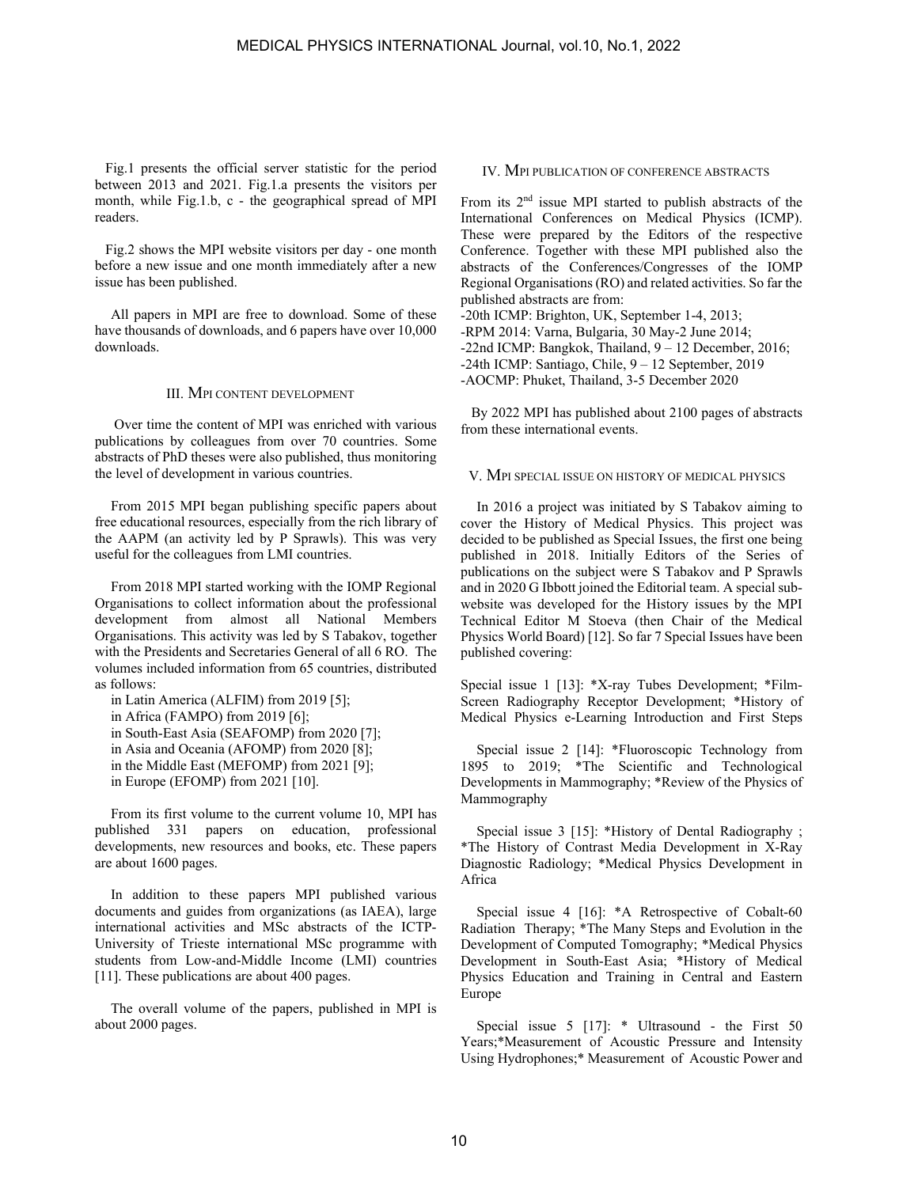Fig.1 presents the official server statistic for the period between 2013 and 2021. Fig.1.a presents the visitors per month, while Fig.1.b, c - the geographical spread of MPI readers.

Fig.2 shows the MPI website visitors per day - one month before a new issue and one month immediately after a new issue has been published.

All papers in MPI are free to download. Some of these have thousands of downloads, and 6 papers have over 10,000 downloads.

## III. MPI CONTENT DEVELOPMENT

Over time the content of MPI was enriched with various publications by colleagues from over 70 countries. Some abstracts of PhD theses were also published, thus monitoring the level of development in various countries.

From 2015 MPI began publishing specific papers about free educational resources, especially from the rich library of the AAPM (an activity led by P Sprawls). This was very useful for the colleagues from LMI countries.

From 2018 MPI started working with the IOMP Regional Organisations to collect information about the professional development from almost all National Members Organisations. This activity was led by S Tabakov, together with the Presidents and Secretaries General of all 6 RO. The volumes included information from 65 countries, distributed as follows:

in Latin America (ALFIM) from 2019 [5];
in Africa (FAMPO) from 2019 [6];
in South-East Asia (SEAFOMP) from 2020 [7];
in Asia and Oceania (AFOMP) from 2020 [8];
in the Middle East (MEFOMP) from 2021 [9];
in Europe (EFOMP) from 2021 [10].

From its first volume to the current volume 10, MPI has published 331 papers on education, professional developments, new resources and books, etc. These papers are about 1600 pages.

In addition to these papers MPI published various documents and guides from organizations (as IAEA), large international activities and MSc abstracts of the ICTP-University of Trieste international MSc programme with students from Low-and-Middle Income (LMI) countries [11]. These publications are about 400 pages.

The overall volume of the papers, published in MPI is about 2000 pages.

## IV. MPI PUBLICATION OF CONFERENCE ABSTRACTS

From its 2nd issue MPI started to publish abstracts of the International Conferences on Medical Physics (ICMP). These were prepared by the Editors of the respective Conference. Together with these MPI published also the abstracts of the Conferences/Congresses of the IOMP Regional Organisations (RO) and related activities. So far the published abstracts are from:

-20th ICMP: Brighton, UK, September 1-4, 2013;
-RPM 2014: Varna, Bulgaria, 30 May-2 June 2014;
-22nd ICMP: Bangkok, Thailand, 9 – 12 December, 2016;
-24th ICMP: Santiago, Chile, 9 – 12 September, 2019
-AOCMP: Phuket, Thailand, 3-5 December 2020

By 2022 MPI has published about 2100 pages of abstracts from these international events.

## V. MPI SPECIAL ISSUE ON HISTORY OF MEDICAL PHYSICS

In 2016 a project was initiated by S Tabakov aiming to cover the History of Medical Physics. This project was decided to be published as Special Issues, the first one being published in 2018. Initially Editors of the Series of publications on the subject were S Tabakov and P Sprawls and in 2020 G Ibbott joined the Editorial team. A special sub-website was developed for the History issues by the MPI Technical Editor M Stoeva (then Chair of the Medical Physics World Board) [12]. So far 7 Special Issues have been published covering:

Special issue 1 [13]: *X-ray Tubes Development; *Film-Screen Radiography Receptor Development; *History of Medical Physics e-Learning Introduction and First Steps

Special issue 2 [14]: *Fluoroscopic Technology from 1895 to 2019; *The Scientific and Technological Developments in Mammography; *Review of the Physics of Mammography

Special issue 3 [15]: *History of Dental Radiography ; *The History of Contrast Media Development in X-Ray Diagnostic Radiology; *Medical Physics Development in Africa

Special issue 4 [16]: *A Retrospective of Cobalt-60 Radiation Therapy; *The Many Steps and Evolution in the Development of Computed Tomography; *Medical Physics Development in South-East Asia; *History of Medical Physics Education and Training in Central and Eastern Europe

Special issue 5 [17]: * Ultrasound - the First 50 Years;*Measurement of Acoustic Pressure and Intensity Using Hydrophones;* Measurement of Acoustic Power and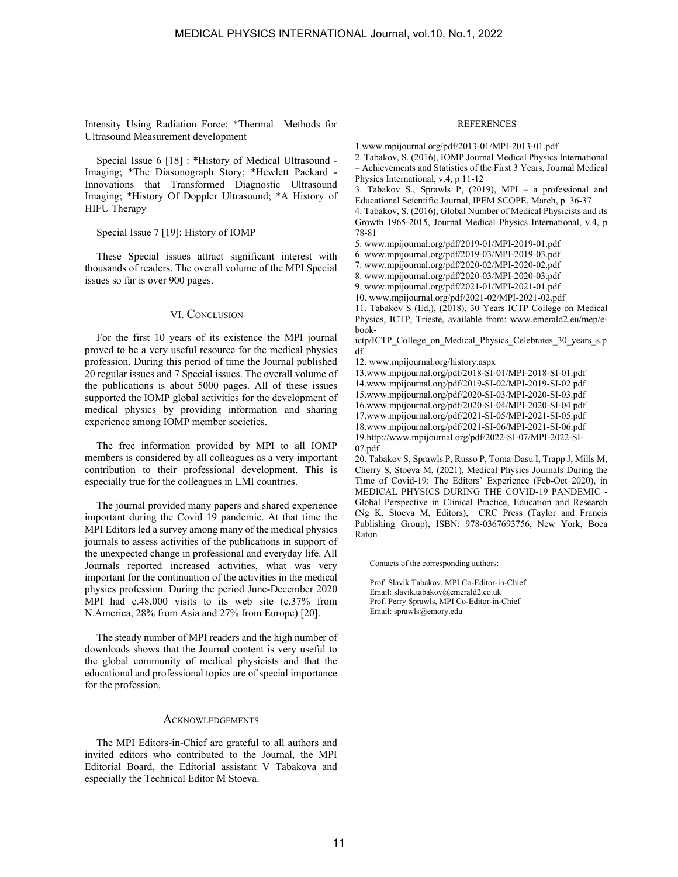Intensity Using Radiation Force; *Thermal Methods for Ultrasound Measurement development

Special Issue 6 [18] : *History of Medical Ultrasound - Imaging; *The Diasonograph Story; *Hewlett Packard - Innovations that Transformed Diagnostic Ultrasound Imaging; *History Of Doppler Ultrasound; *A History of HIFU Therapy

Special Issue 7 [19]: History of IOMP

These Special issues attract significant interest with thousands of readers. The overall volume of the MPI Special issues so far is over 900 pages.

## VI. Conclusion

For the first 10 years of its existence the MPI journal proved to be a very useful resource for the medical physics profession. During this period of time the Journal published 20 regular issues and 7 Special issues. The overall volume of the publications is about 5000 pages. All of these issues supported the IOMP global activities for the development of medical physics by providing information and sharing experience among IOMP member societies.

The free information provided by MPI to all IOMP members is considered by all colleagues as a very important contribution to their professional development. This is especially true for the colleagues in LMI countries.

The journal provided many papers and shared experience important during the Covid 19 pandemic. At that time the MPI Editors led a survey among many of the medical physics journals to assess activities of the publications in support of the unexpected change in professional and everyday life. All Journals reported increased activities, what was very important for the continuation of the activities in the medical physics profession. During the period June-December 2020 MPI had c.48,000 visits to its web site (c.37% from N.America, 28% from Asia and 27% from Europe) [20].

The steady number of MPI readers and the high number of downloads shows that the Journal content is very useful to the global community of medical physicists and that the educational and professional topics are of special importance for the profession.

## Acknowledgements

The MPI Editors-in-Chief are grateful to all authors and invited editors who contributed to the Journal, the MPI Editorial Board, the Editorial assistant V Tabakova and especially the Technical Editor M Stoeva.

## References

1.www.mpijournal.org/pdf/2013-01/MPI-2013-01.pdf
2. Tabakov, S. (2016), IOMP Journal Medical Physics International – Achievements and Statistics of the First 3 Years, Journal Medical Physics International, v.4, p 11-12
3. Tabakov S., Sprawls P, (2019), MPI – a professional and Educational Scientific Journal, IPEM SCOPE, March, p. 36-37
4. Tabakov, S. (2016), Global Number of Medical Physicists and its Growth 1965-2015, Journal Medical Physics International, v.4, p 78-81
5. www.mpijournal.org/pdf/2019-01/MPI-2019-01.pdf
6. www.mpijournal.org/pdf/2019-03/MPI-2019-03.pdf
7. www.mpijournal.org/pdf/2020-02/MPI-2020-02.pdf
8. www.mpijournal.org/pdf/2020-03/MPI-2020-03.pdf
9. www.mpijournal.org/pdf/2021-01/MPI-2021-01.pdf
10. www.mpijournal.org/pdf/2021-02/MPI-2021-02.pdf
11. Tabakov S (Ed,), (2018), 30 Years ICTP College on Medical Physics, ICTP, Trieste, available from: www.emerald2.eu/mep/e-book-ictp/ICTP_College_on_Medical_Physics_Celebrates_30_years_s.pdf
12. www.mpijournal.org/history.aspx
13.www.mpijournal.org/pdf/2018-SI-01/MPI-2018-SI-01.pdf
14.www.mpijournal.org/pdf/2019-SI-02/MPI-2019-SI-02.pdf
15.www.mpijournal.org/pdf/2020-SI-03/MPI-2020-SI-03.pdf
16.www.mpijournal.org/pdf/2020-SI-04/MPI-2020-SI-04.pdf
17.www.mpijournal.org/pdf/2021-SI-05/MPI-2021-SI-05.pdf
18.www.mpijournal.org/pdf/2021-SI-06/MPI-2021-SI-06.pdf
19.http://www.mpijournal.org/pdf/2022-SI-07/MPI-2022-SI-07.pdf
20. Tabakov S, Sprawls P, Russo P, Toma-Dasu I, Trapp J, Mills M, Cherry S, Stoeva M, (2021), Medical Physics Journals During the Time of Covid-19: The Editors' Experience (Feb-Oct 2020), in MEDICAL PHYSICS DURING THE COVID-19 PANDEMIC - Global Perspective in Clinical Practice, Education and Research (Ng K, Stoeva M, Editors), CRC Press (Taylor and Francis Publishing Group), ISBN: 978-0367693756, New York, Boca Raton

Contacts of the corresponding authors:

Prof. Slavik Tabakov, MPI Co-Editor-in-Chief
Email: slavik.tabakov@emerald2.co.uk
Prof. Perry Sprawls, MPI Co-Editor-in-Chief
Email: sprawls@emory.edu